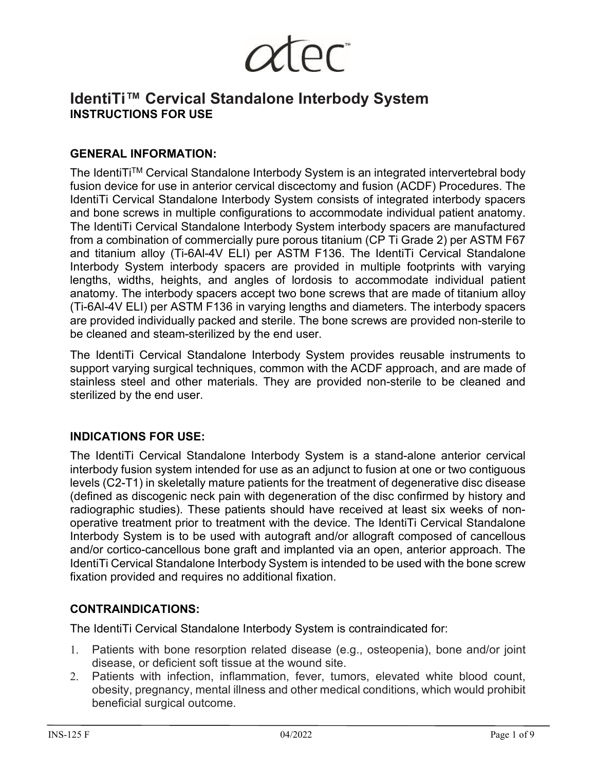atec™

# IdentiTi™ Cervical Standalone Interbody System

**INSTRUCTIONS FOR USE**

## GENERAL INFORMATION:

The IdentiTi™ Cervical Standalone Interbody System is an integrated intervertebral body fusion device for use in anterior cervical discectomy and fusion (ACDF) Procedures. The IdentiTi Cervical Standalone Interbody System consists of integrated interbody spacers and bone screws in multiple configurations to accommodate individual patient anatomy. The IdentiTi Cervical Standalone Interbody System interbody spacers are manufactured from a combination of commercially pure porous titanium (CP Ti Grade 2) per ASTM F67 and titanium alloy (Ti-6Al-4V ELI) per ASTM F136. The IdentiTi Cervical Standalone Interbody System interbody spacers are provided in multiple footprints with varying lengths, widths, heights, and angles of lordosis to accommodate individual patient anatomy. The interbody spacers accept two bone screws that are made of titanium alloy (Ti-6Al-4V ELI) per ASTM F136 in varying lengths and diameters. The interbody spacers are provided individually packed and sterile. The bone screws are provided non-sterile to be cleaned and steam-sterilized by the end user.

The IdentiTi Cervical Standalone Interbody System provides reusable instruments to support varying surgical techniques, common with the ACDF approach, and are made of stainless steel and other materials. They are provided non-sterile to be cleaned and sterilized by the end user.

## INDICATIONS FOR USE:

The IdentiTi Cervical Standalone Interbody System is a stand-alone anterior cervical interbody fusion system intended for use as an adjunct to fusion at one or two contiguous levels (C2-T1) in skeletally mature patients for the treatment of degenerative disc disease (defined as discogenic neck pain with degeneration of the disc confirmed by history and radiographic studies). These patients should have received at least six weeks of non-operative treatment prior to treatment with the device. The IdentiTi Cervical Standalone Interbody System is to be used with autograft and/or allograft composed of cancellous and/or cortico-cancellous bone graft and implanted via an open, anterior approach. The IdentiTi Cervical Standalone Interbody System is intended to be used with the bone screw fixation provided and requires no additional fixation.

## CONTRAINDICATIONS:

The IdentiTi Cervical Standalone Interbody System is contraindicated for:

1. Patients with bone resorption related disease (e.g., osteopenia), bone and/or joint disease, or deficient soft tissue at the wound site.
2. Patients with infection, inflammation, fever, tumors, elevated white blood count, obesity, pregnancy, mental illness and other medical conditions, which would prohibit beneficial surgical outcome.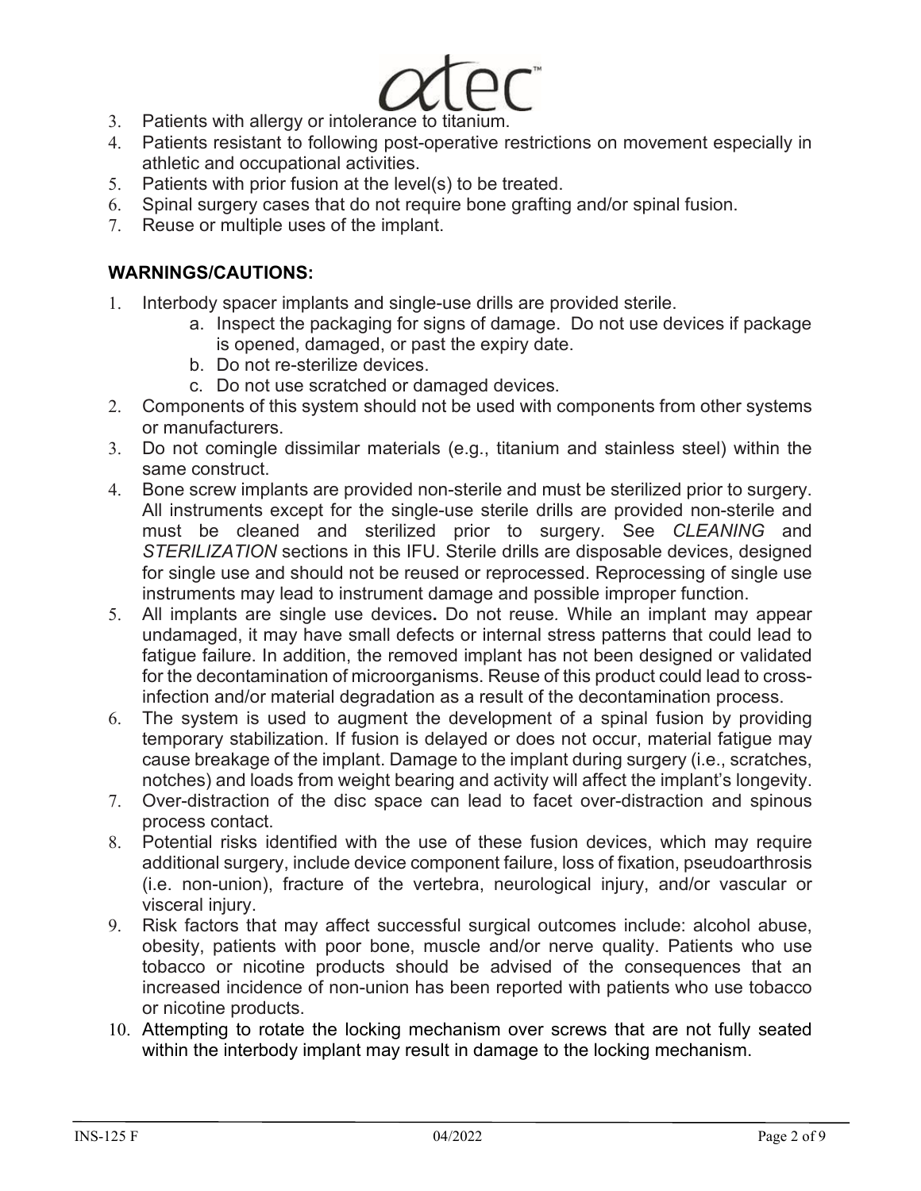3. Patients with allergy or intolerance to titanium.
4. Patients resistant to following post-operative restrictions on movement especially in athletic and occupational activities.
5. Patients with prior fusion at the level(s) to be treated.
6. Spinal surgery cases that do not require bone grafting and/or spinal fusion.
7. Reuse or multiple uses of the implant.

**WARNINGS/CAUTIONS:**

1. Interbody spacer implants and single-use drills are provided sterile.
   a. Inspect the packaging for signs of damage. Do not use devices if package is opened, damaged, or past the expiry date.
   b. Do not re-sterilize devices.
   c. Do not use scratched or damaged devices.
2. Components of this system should not be used with components from other systems or manufacturers.
3. Do not comingle dissimilar materials (e.g., titanium and stainless steel) within the same construct.
4. Bone screw implants are provided non-sterile and must be sterilized prior to surgery. All instruments except for the single-use sterile drills are provided non-sterile and must be cleaned and sterilized prior to surgery. See *CLEANING* and *STERILIZATION* sections in this IFU. Sterile drills are disposable devices, designed for single use and should not be reused or reprocessed. Reprocessing of single use instruments may lead to instrument damage and possible improper function.
5. All implants are single use devices**.** Do not reuse. While an implant may appear undamaged, it may have small defects or internal stress patterns that could lead to fatigue failure. In addition, the removed implant has not been designed or validated for the decontamination of microorganisms. Reuse of this product could lead to cross-infection and/or material degradation as a result of the decontamination process.
6. The system is used to augment the development of a spinal fusion by providing temporary stabilization. If fusion is delayed or does not occur, material fatigue may cause breakage of the implant. Damage to the implant during surgery (i.e., scratches, notches) and loads from weight bearing and activity will affect the implant's longevity.
7. Over-distraction of the disc space can lead to facet over-distraction and spinous process contact.
8. Potential risks identified with the use of these fusion devices, which may require additional surgery, include device component failure, loss of fixation, pseudoarthrosis (i.e. non-union), fracture of the vertebra, neurological injury, and/or vascular or visceral injury.
9. Risk factors that may affect successful surgical outcomes include: alcohol abuse, obesity, patients with poor bone, muscle and/or nerve quality. Patients who use tobacco or nicotine products should be advised of the consequences that an increased incidence of non-union has been reported with patients who use tobacco or nicotine products.
10. Attempting to rotate the locking mechanism over screws that are not fully seated within the interbody implant may result in damage to the locking mechanism.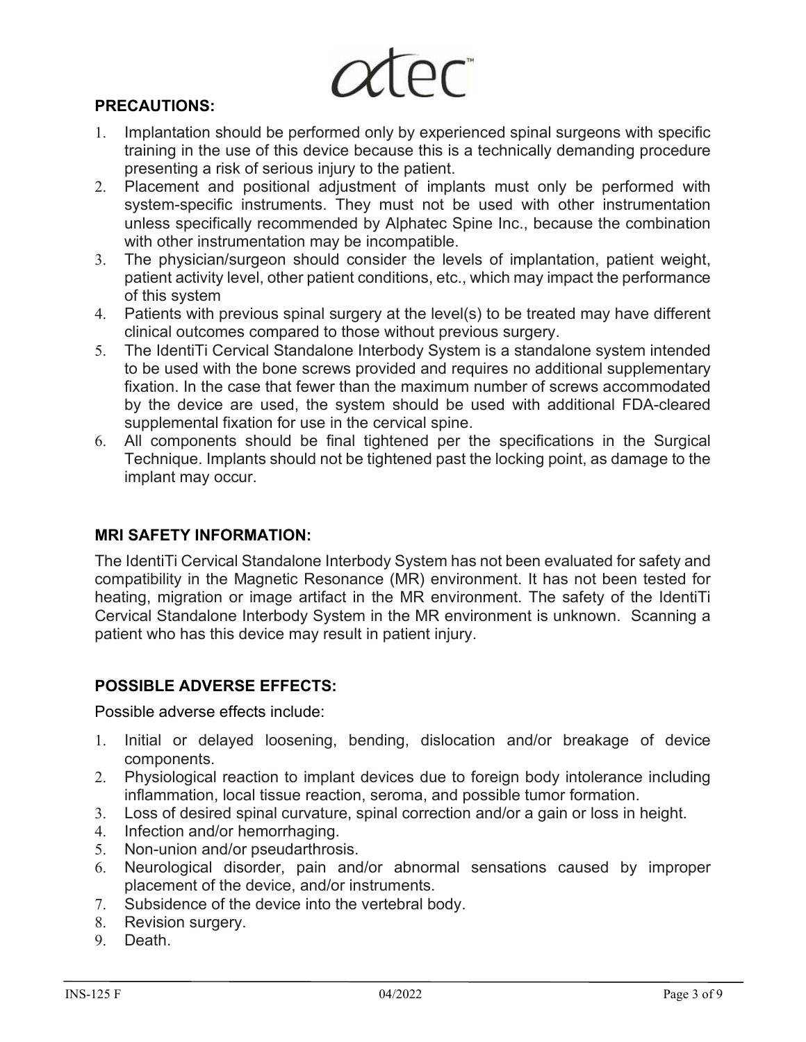**PRECAUTIONS:**

1. Implantation should be performed only by experienced spinal surgeons with specific training in the use of this device because this is a technically demanding procedure presenting a risk of serious injury to the patient.
2. Placement and positional adjustment of implants must only be performed with system-specific instruments. They must not be used with other instrumentation unless specifically recommended by Alphatec Spine Inc., because the combination with other instrumentation may be incompatible.
3. The physician/surgeon should consider the levels of implantation, patient weight, patient activity level, other patient conditions, etc., which may impact the performance of this system
4. Patients with previous spinal surgery at the level(s) to be treated may have different clinical outcomes compared to those without previous surgery.
5. The IdentiTi Cervical Standalone Interbody System is a standalone system intended to be used with the bone screws provided and requires no additional supplementary fixation. In the case that fewer than the maximum number of screws accommodated by the device are used, the system should be used with additional FDA-cleared supplemental fixation for use in the cervical spine.
6. All components should be final tightened per the specifications in the Surgical Technique. Implants should not be tightened past the locking point, as damage to the implant may occur.

**MRI SAFETY INFORMATION:**

The IdentiTi Cervical Standalone Interbody System has not been evaluated for safety and compatibility in the Magnetic Resonance (MR) environment. It has not been tested for heating, migration or image artifact in the MR environment. The safety of the IdentiTi Cervical Standalone Interbody System in the MR environment is unknown. Scanning a patient who has this device may result in patient injury.

**POSSIBLE ADVERSE EFFECTS:**

Possible adverse effects include:

1. Initial or delayed loosening, bending, dislocation and/or breakage of device components.
2. Physiological reaction to implant devices due to foreign body intolerance including inflammation, local tissue reaction, seroma, and possible tumor formation.
3. Loss of desired spinal curvature, spinal correction and/or a gain or loss in height.
4. Infection and/or hemorrhaging.
5. Non-union and/or pseudarthrosis.
6. Neurological disorder, pain and/or abnormal sensations caused by improper placement of the device, and/or instruments.
7. Subsidence of the device into the vertebral body.
8. Revision surgery.
9. Death.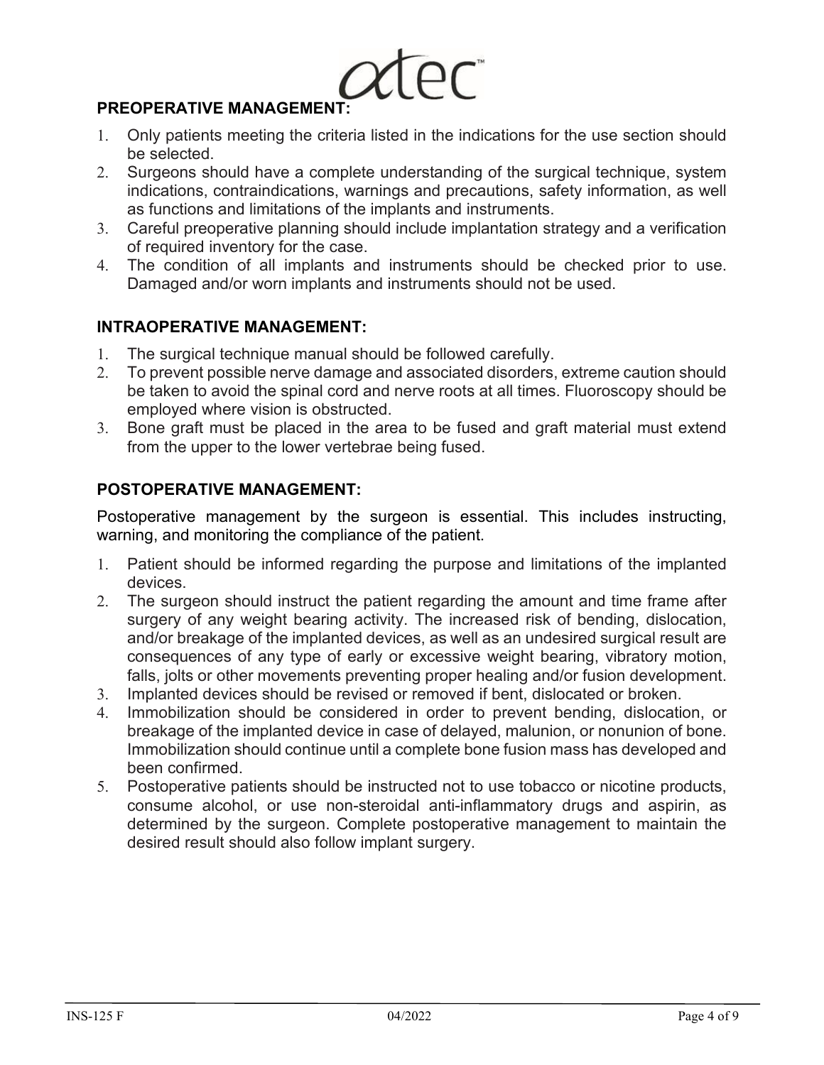## PREOPERATIVE MANAGEMENT:

1. Only patients meeting the criteria listed in the indications for the use section should be selected.
2. Surgeons should have a complete understanding of the surgical technique, system indications, contraindications, warnings and precautions, safety information, as well as functions and limitations of the implants and instruments.
3. Careful preoperative planning should include implantation strategy and a verification of required inventory for the case.
4. The condition of all implants and instruments should be checked prior to use. Damaged and/or worn implants and instruments should not be used.

## INTRAOPERATIVE MANAGEMENT:

1. The surgical technique manual should be followed carefully.
2. To prevent possible nerve damage and associated disorders, extreme caution should be taken to avoid the spinal cord and nerve roots at all times. Fluoroscopy should be employed where vision is obstructed.
3. Bone graft must be placed in the area to be fused and graft material must extend from the upper to the lower vertebrae being fused.

## POSTOPERATIVE MANAGEMENT:

Postoperative management by the surgeon is essential. This includes instructing, warning, and monitoring the compliance of the patient.

1. Patient should be informed regarding the purpose and limitations of the implanted devices.
2. The surgeon should instruct the patient regarding the amount and time frame after surgery of any weight bearing activity. The increased risk of bending, dislocation, and/or breakage of the implanted devices, as well as an undesired surgical result are consequences of any type of early or excessive weight bearing, vibratory motion, falls, jolts or other movements preventing proper healing and/or fusion development.
3. Implanted devices should be revised or removed if bent, dislocated or broken.
4. Immobilization should be considered in order to prevent bending, dislocation, or breakage of the implanted device in case of delayed, malunion, or nonunion of bone. Immobilization should continue until a complete bone fusion mass has developed and been confirmed.
5. Postoperative patients should be instructed not to use tobacco or nicotine products, consume alcohol, or use non-steroidal anti-inflammatory drugs and aspirin, as determined by the surgeon. Complete postoperative management to maintain the desired result should also follow implant surgery.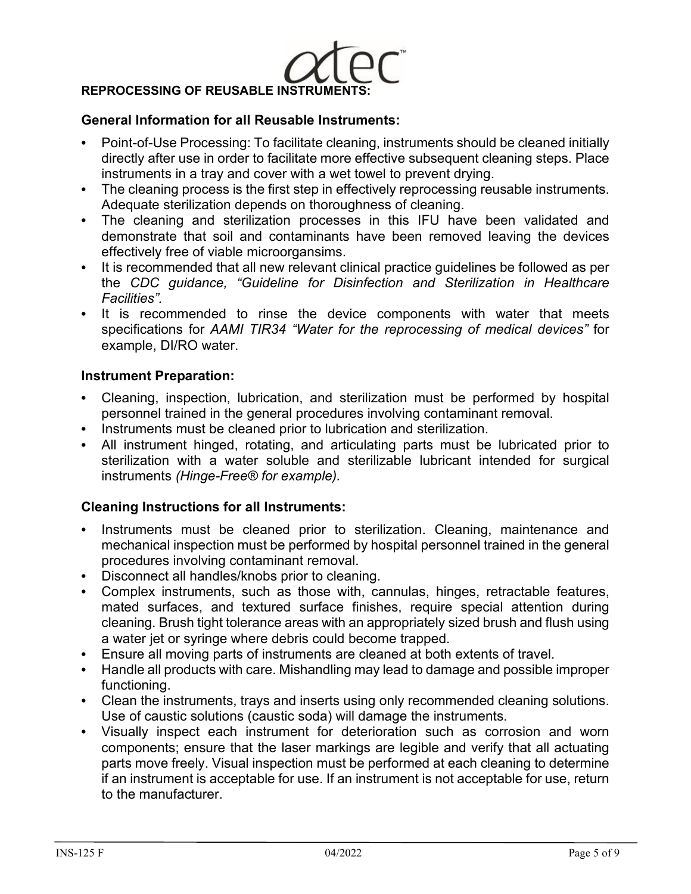## REPROCESSING OF REUSABLE INSTRUMENTS:

### General Information for all Reusable Instruments:

- Point-of-Use Processing: To facilitate cleaning, instruments should be cleaned initially directly after use in order to facilitate more effective subsequent cleaning steps. Place instruments in a tray and cover with a wet towel to prevent drying.
- The cleaning process is the first step in effectively reprocessing reusable instruments. Adequate sterilization depends on thoroughness of cleaning.
- The cleaning and sterilization processes in this IFU have been validated and demonstrate that soil and contaminants have been removed leaving the devices effectively free of viable microorgansims.
- It is recommended that all new relevant clinical practice guidelines be followed as per the *CDC guidance, "Guideline for Disinfection and Sterilization in Healthcare Facilities".*
- It is recommended to rinse the device components with water that meets specifications for *AAMI TIR34 "Water for the reprocessing of medical devices"* for example, DI/RO water.

### Instrument Preparation:

- Cleaning, inspection, lubrication, and sterilization must be performed by hospital personnel trained in the general procedures involving contaminant removal.
- Instruments must be cleaned prior to lubrication and sterilization.
- All instrument hinged, rotating, and articulating parts must be lubricated prior to sterilization with a water soluble and sterilizable lubricant intended for surgical instruments *(Hinge-Free® for example).*

### Cleaning Instructions for all Instruments:

- Instruments must be cleaned prior to sterilization. Cleaning, maintenance and mechanical inspection must be performed by hospital personnel trained in the general procedures involving contaminant removal.
- Disconnect all handles/knobs prior to cleaning.
- Complex instruments, such as those with, cannulas, hinges, retractable features, mated surfaces, and textured surface finishes, require special attention during cleaning. Brush tight tolerance areas with an appropriately sized brush and flush using a water jet or syringe where debris could become trapped.
- Ensure all moving parts of instruments are cleaned at both extents of travel.
- Handle all products with care. Mishandling may lead to damage and possible improper functioning.
- Clean the instruments, trays and inserts using only recommended cleaning solutions. Use of caustic solutions (caustic soda) will damage the instruments.
- Visually inspect each instrument for deterioration such as corrosion and worn components; ensure that the laser markings are legible and verify that all actuating parts move freely. Visual inspection must be performed at each cleaning to determine if an instrument is acceptable for use. If an instrument is not acceptable for use, return to the manufacturer.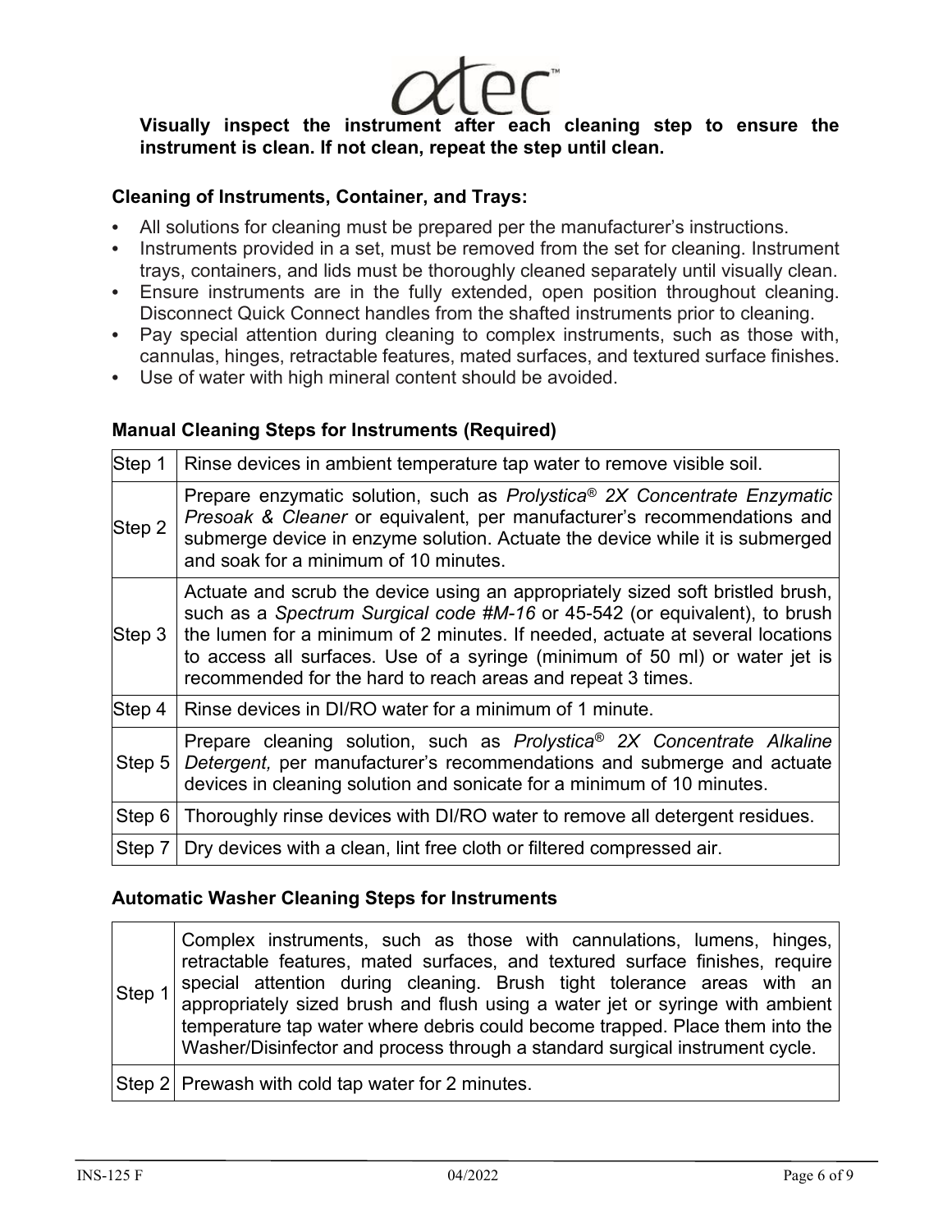**Visually inspect the instrument after each cleaning step to ensure the instrument is clean. If not clean, repeat the step until clean.**

### Cleaning of Instruments, Container, and Trays:

- All solutions for cleaning must be prepared per the manufacturer's instructions.
- Instruments provided in a set, must be removed from the set for cleaning. Instrument trays, containers, and lids must be thoroughly cleaned separately until visually clean.
- Ensure instruments are in the fully extended, open position throughout cleaning. Disconnect Quick Connect handles from the shafted instruments prior to cleaning.
- Pay special attention during cleaning to complex instruments, such as those with, cannulas, hinges, retractable features, mated surfaces, and textured surface finishes.
- Use of water with high mineral content should be avoided.

### Manual Cleaning Steps for Instruments (Required)

| | |
|---|---|
| Step 1 | Rinse devices in ambient temperature tap water to remove visible soil. |
| Step 2 | Prepare enzymatic solution, such as *Prolystica® 2X Concentrate Enzymatic Presoak & Cleaner* or equivalent, per manufacturer's recommendations and submerge device in enzyme solution. Actuate the device while it is submerged and soak for a minimum of 10 minutes. |
| Step 3 | Actuate and scrub the device using an appropriately sized soft bristled brush, such as a *Spectrum Surgical code #M-16* or 45-542 (or equivalent), to brush the lumen for a minimum of 2 minutes. If needed, actuate at several locations to access all surfaces. Use of a syringe (minimum of 50 ml) or water jet is recommended for the hard to reach areas and repeat 3 times. |
| Step 4 | Rinse devices in DI/RO water for a minimum of 1 minute. |
| Step 5 | Prepare cleaning solution, such as *Prolystica® 2X Concentrate Alkaline Detergent,* per manufacturer's recommendations and submerge and actuate devices in cleaning solution and sonicate for a minimum of 10 minutes. |
| Step 6 | Thoroughly rinse devices with DI/RO water to remove all detergent residues. |
| Step 7 | Dry devices with a clean, lint free cloth or filtered compressed air. |

### Automatic Washer Cleaning Steps for Instruments

| | |
|---|---|
| Step 1 | Complex instruments, such as those with cannulations, lumens, hinges, retractable features, mated surfaces, and textured surface finishes, require special attention during cleaning. Brush tight tolerance areas with an appropriately sized brush and flush using a water jet or syringe with ambient temperature tap water where debris could become trapped. Place them into the Washer/Disinfector and process through a standard surgical instrument cycle. |
| Step 2 | Prewash with cold tap water for 2 minutes. |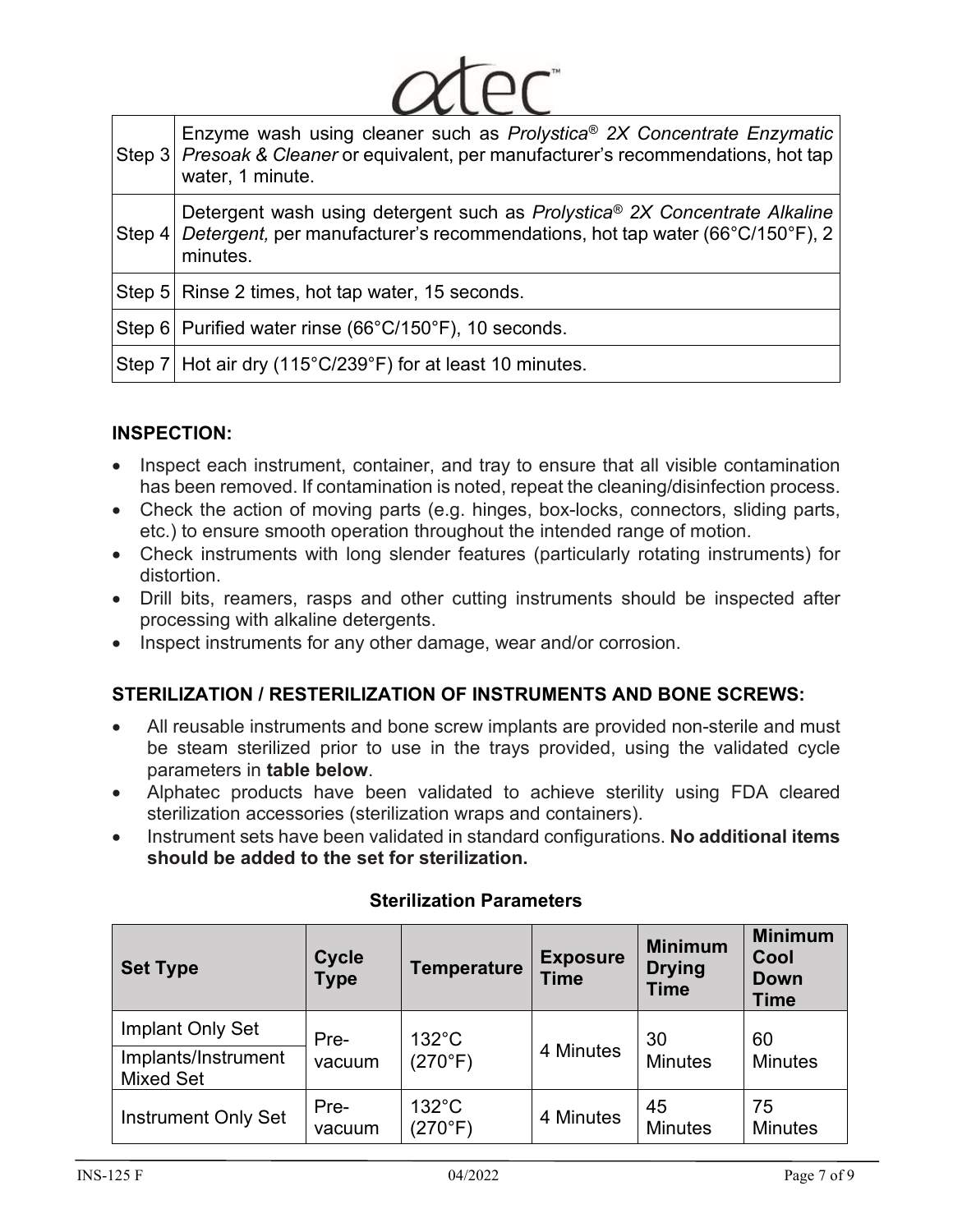| | |
|---|---|
| Step 3 | Enzyme wash using cleaner such as *Prolystica® 2X Concentrate Enzymatic Presoak & Cleaner* or equivalent, per manufacturer's recommendations, hot tap water, 1 minute. |
| Step 4 | Detergent wash using detergent such as *Prolystica® 2X Concentrate Alkaline Detergent,* per manufacturer's recommendations, hot tap water (66°C/150°F), 2 minutes. |
| Step 5 | Rinse 2 times, hot tap water, 15 seconds. |
| Step 6 | Purified water rinse (66°C/150°F), 10 seconds. |
| Step 7 | Hot air dry (115°C/239°F) for at least 10 minutes. |

## INSPECTION:

- Inspect each instrument, container, and tray to ensure that all visible contamination has been removed. If contamination is noted, repeat the cleaning/disinfection process.
- Check the action of moving parts (e.g. hinges, box-locks, connectors, sliding parts, etc.) to ensure smooth operation throughout the intended range of motion.
- Check instruments with long slender features (particularly rotating instruments) for distortion.
- Drill bits, reamers, rasps and other cutting instruments should be inspected after processing with alkaline detergents.
- Inspect instruments for any other damage, wear and/or corrosion.

## STERILIZATION / RESTERILIZATION OF INSTRUMENTS AND BONE SCREWS:

- All reusable instruments and bone screw implants are provided non-sterile and must be steam sterilized prior to use in the trays provided, using the validated cycle parameters in **table below**.
- Alphatec products have been validated to achieve sterility using FDA cleared sterilization accessories (sterilization wraps and containers).
- Instrument sets have been validated in standard configurations. **No additional items should be added to the set for sterilization.**

**Sterilization Parameters**

| Set Type | Cycle Type | Temperature | Exposure Time | Minimum Drying Time | Minimum Cool Down Time |
|---|---|---|---|---|---|
| Implant Only Set | Pre-vacuum | 132°C (270°F) | 4 Minutes | 30 Minutes | 60 Minutes |
| Implants/Instrument Mixed Set | | | | | |
| Instrument Only Set | Pre-vacuum | 132°C (270°F) | 4 Minutes | 45 Minutes | 75 Minutes |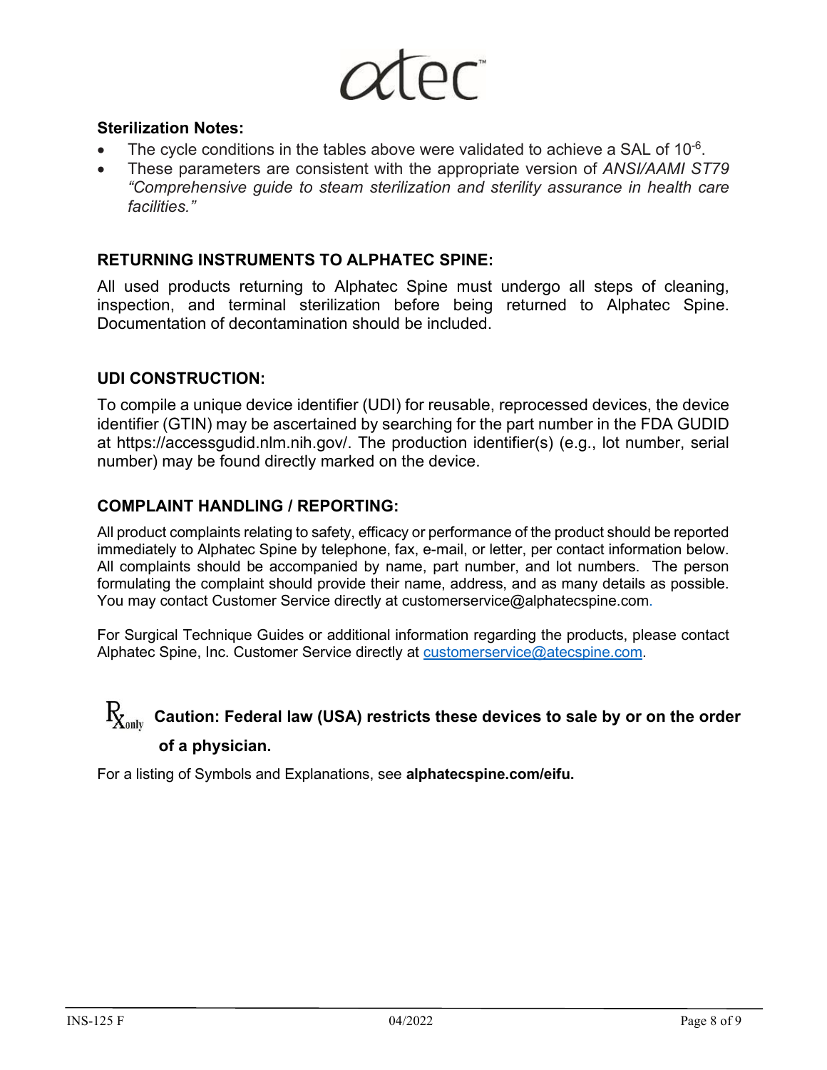**Sterilization Notes:**

- The cycle conditions in the tables above were validated to achieve a SAL of $10^{-6}$.
- These parameters are consistent with the appropriate version of *ANSI/AAMI ST79 "Comprehensive guide to steam sterilization and sterility assurance in health care facilities."*

## RETURNING INSTRUMENTS TO ALPHATEC SPINE:

All used products returning to Alphatec Spine must undergo all steps of cleaning, inspection, and terminal sterilization before being returned to Alphatec Spine. Documentation of decontamination should be included.

## UDI CONSTRUCTION:

To compile a unique device identifier (UDI) for reusable, reprocessed devices, the device identifier (GTIN) may be ascertained by searching for the part number in the FDA GUDID at https://accessgudid.nlm.nih.gov/. The production identifier(s) (e.g., lot number, serial number) may be found directly marked on the device.

## COMPLAINT HANDLING / REPORTING:

All product complaints relating to safety, efficacy or performance of the product should be reported immediately to Alphatec Spine by telephone, fax, e-mail, or letter, per contact information below. All complaints should be accompanied by name, part number, and lot numbers. The person formulating the complaint should provide their name, address, and as many details as possible. You may contact Customer Service directly at customerservice@alphatecspine.com.

For Surgical Technique Guides or additional information regarding the products, please contact Alphatec Spine, Inc. Customer Service directly at customerservice@atecspine.com.

**Rx only Caution: Federal law (USA) restricts these devices to sale by or on the order of a physician.**

For a listing of Symbols and Explanations, see **alphatecspine.com/eifu.**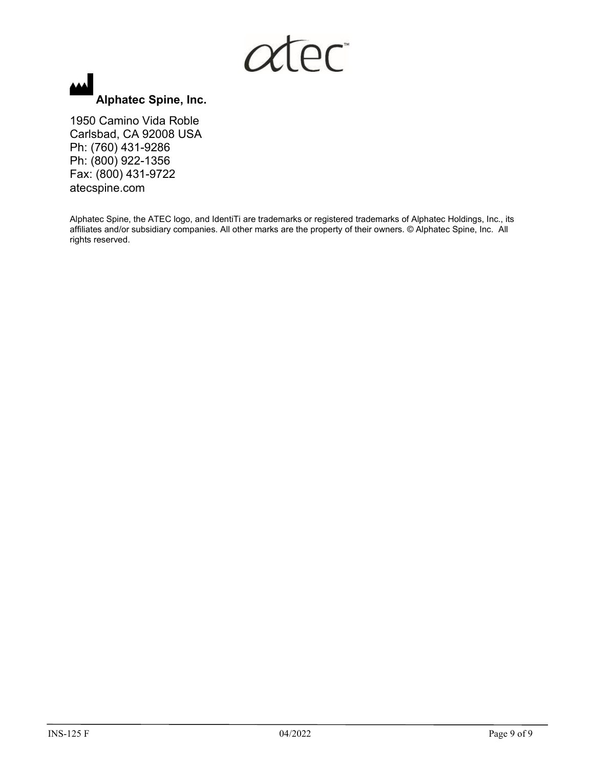**Alphatec Spine, Inc.**

1950 Camino Vida Roble
Carlsbad, CA 92008 USA
Ph: (760) 431-9286
Ph: (800) 922-1356
Fax: (800) 431-9722
atecspine.com

Alphatec Spine, the ATEC logo, and IdentiTi are trademarks or registered trademarks of Alphatec Holdings, Inc., its affiliates and/or subsidiary companies. All other marks are the property of their owners. © Alphatec Spine, Inc. All rights reserved.